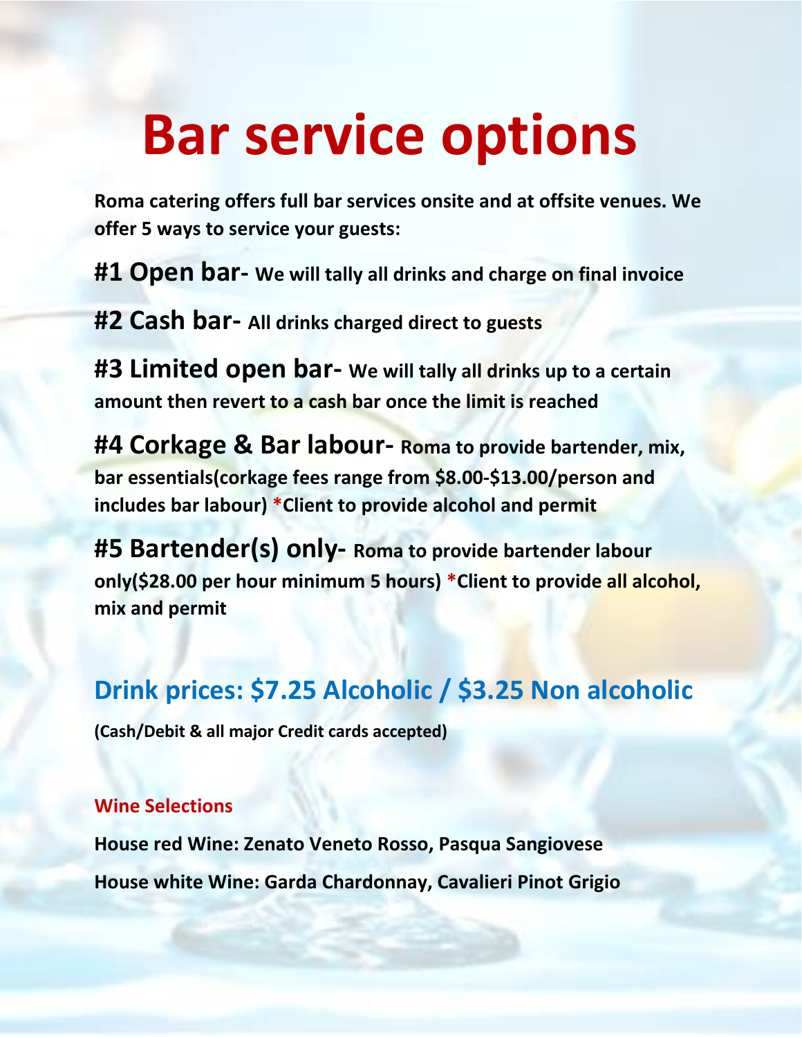# Bar service options

**Roma catering offers full bar services onsite and at offsite venues. We offer 5 ways to service your guests:**

**#1 Open bar- We will tally all drinks and charge on final invoice**

**#2 Cash bar- All drinks charged direct to guests**

**#3 Limited open bar- We will tally all drinks up to a certain amount then revert to a cash bar once the limit is reached**

**#4 Corkage & Bar labour- Roma to provide bartender, mix, bar essentials(corkage fees range from $8.00-$13.00/person and includes bar labour) *Client to provide alcohol and permit**

**#5 Bartender(s) only- Roma to provide bartender labour only($28.00 per hour minimum 5 hours) *Client to provide all alcohol, mix and permit**

## Drink prices: $7.25 Alcoholic / $3.25 Non alcoholic

**(Cash/Debit & all major Credit cards accepted)**

**Wine Selections**

**House red Wine: Zenato Veneto Rosso, Pasqua Sangiovese**

**House white Wine: Garda Chardonnay, Cavalieri Pinot Grigio**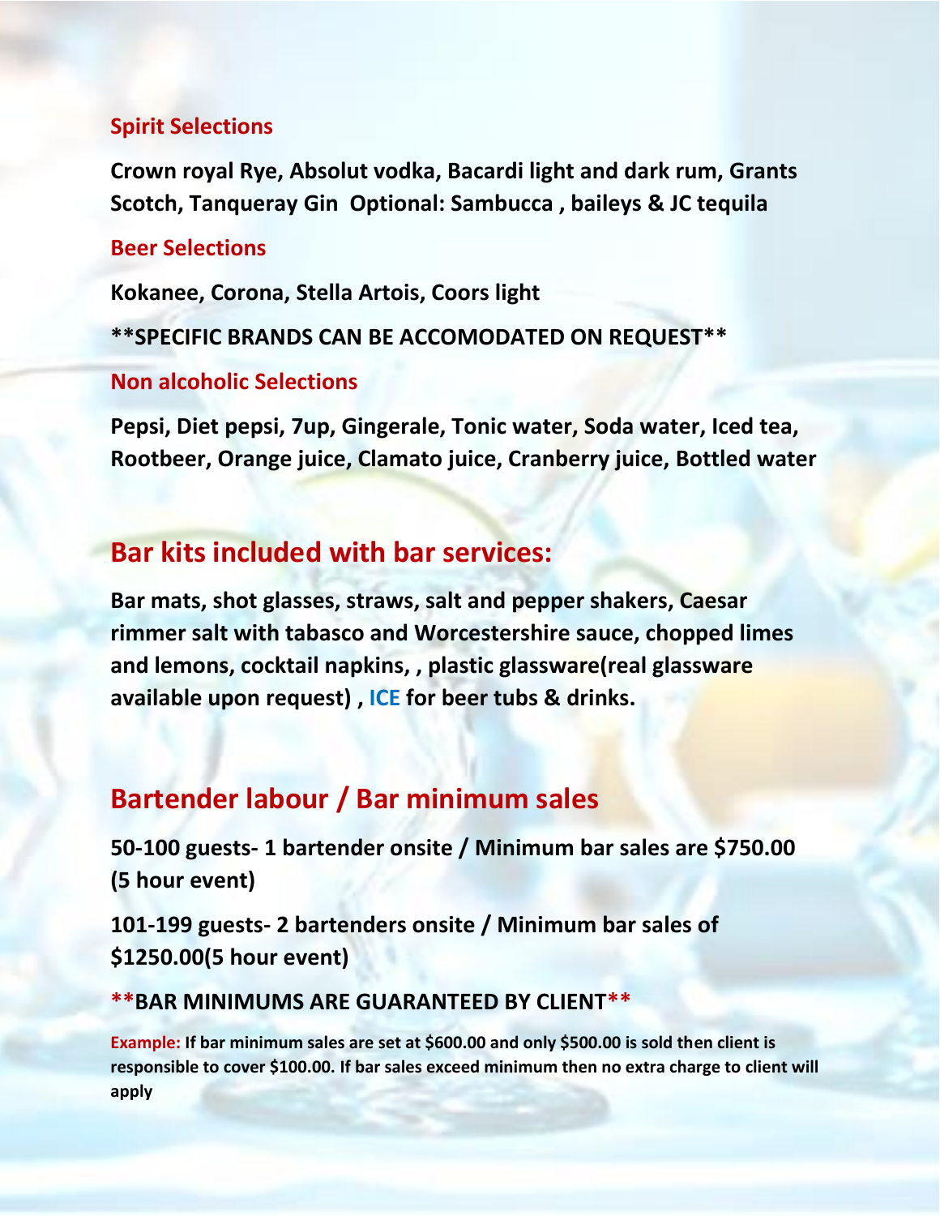### Spirit Selections

**Crown royal Rye, Absolut vodka, Bacardi light and dark rum, Grants Scotch, Tanqueray Gin  Optional: Sambucca , baileys & JC tequila**

### Beer Selections

**Kokanee, Corona, Stella Artois, Coors light**

****SPECIFIC BRANDS CAN BE ACCOMODATED ON REQUEST****

### Non alcoholic Selections

**Pepsi, Diet pepsi, 7up, Gingerale, Tonic water, Soda water, Iced tea, Rootbeer, Orange juice, Clamato juice, Cranberry juice, Bottled water**

## Bar kits included with bar services:

**Bar mats, shot glasses, straws, salt and pepper shakers, Caesar rimmer salt with tabasco and Worcestershire sauce, chopped limes and lemons, cocktail napkins, , plastic glassware(real glassware available upon request) , ICE for beer tubs & drinks.**

## Bartender labour / Bar minimum sales

**50-100 guests- 1 bartender onsite / Minimum bar sales are $750.00 (5 hour event)**

**101-199 guests- 2 bartenders onsite / Minimum bar sales of $1250.00(5 hour event)**

****BAR MINIMUMS ARE GUARANTEED BY CLIENT****

**Example: If bar minimum sales are set at $600.00 and only $500.00 is sold then client is responsible to cover $100.00. If bar sales exceed minimum then no extra charge to client will apply**